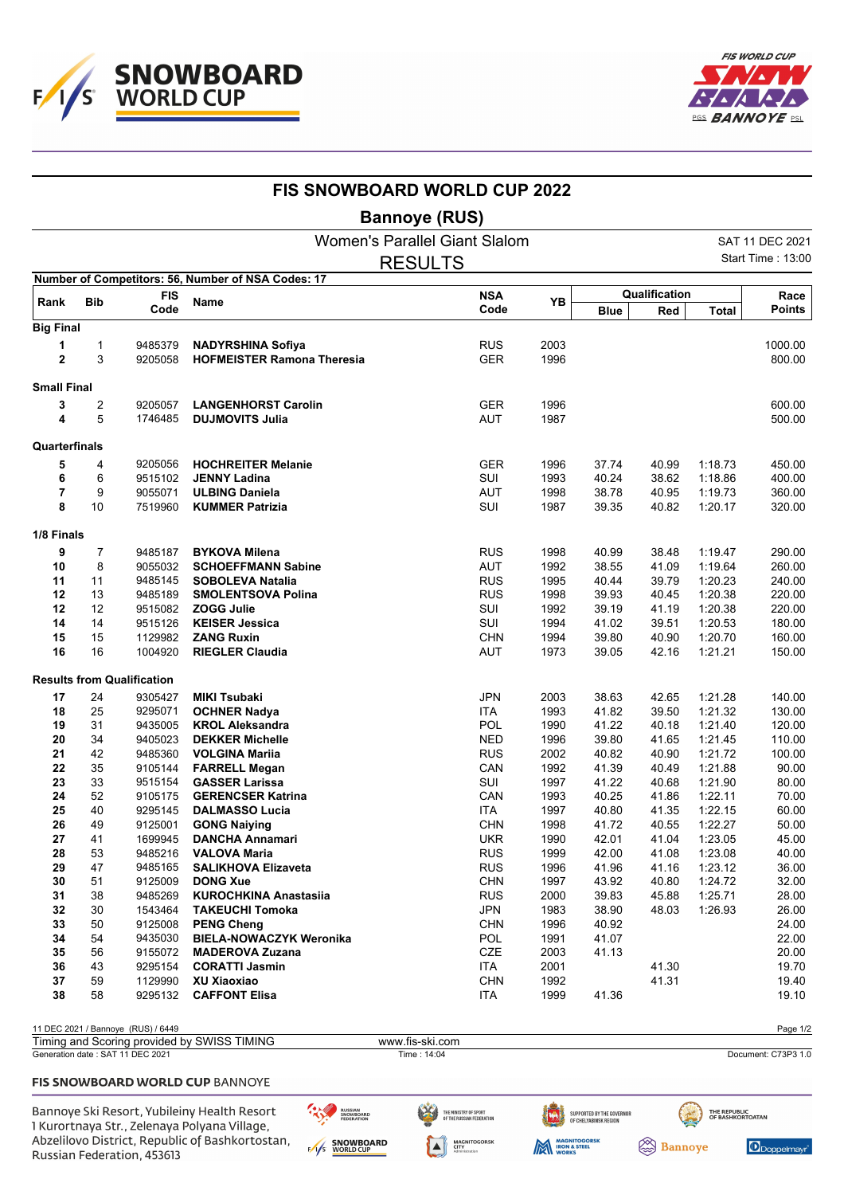# FIS SNOWBOARD WORLD CUP 2022

## Bannoye (RUS)

### Women's Parallel Giant Slalom

### RESULTS

SAT 11 DEC 2021
Start Time : 13:00

Number of Competitors: 56, Number of NSA Codes: 17

| Rank | Bib | FIS Code | Name | NSA Code | YB | Qualification | | | Race Points |
|---|---|---|---|---|---|---|---|---|---|
| | | | | | | Blue | Red | Total | |
| **Big Final** | | | | | | | | | |
| **1** | 1 | 9485379 | **NADYRSHINA Sofiya** | RUS | 2003 | | | | 1000.00 |
| **2** | 3 | 9205058 | **HOFMEISTER Ramona Theresia** | GER | 1996 | | | | 800.00 |
| **Small Final** | | | | | | | | | |
| **3** | 2 | 9205057 | **LANGENHORST Carolin** | GER | 1996 | | | | 600.00 |
| **4** | 5 | 1746485 | **DUJMOVITS Julia** | AUT | 1987 | | | | 500.00 |
| **Quarterfinals** | | | | | | | | | |
| **5** | 4 | 9205056 | **HOCHREITER Melanie** | GER | 1996 | 37.74 | 40.99 | 1:18.73 | 450.00 |
| **6** | 6 | 9515102 | **JENNY Ladina** | SUI | 1993 | 40.24 | 38.62 | 1:18.86 | 400.00 |
| **7** | 9 | 9055071 | **ULBING Daniela** | AUT | 1998 | 38.78 | 40.95 | 1:19.73 | 360.00 |
| **8** | 10 | 7519960 | **KUMMER Patrizia** | SUI | 1987 | 39.35 | 40.82 | 1:20.17 | 320.00 |
| **1/8 Finals** | | | | | | | | | |
| **9** | 7 | 9485187 | **BYKOVA Milena** | RUS | 1998 | 40.99 | 38.48 | 1:19.47 | 290.00 |
| **10** | 8 | 9055032 | **SCHOEFFMANN Sabine** | AUT | 1992 | 38.55 | 41.09 | 1:19.64 | 260.00 |
| **11** | 11 | 9485145 | **SOBOLEVA Natalia** | RUS | 1995 | 40.44 | 39.79 | 1:20.23 | 240.00 |
| **12** | 13 | 9485189 | **SMOLENTSOVA Polina** | RUS | 1998 | 39.93 | 40.45 | 1:20.38 | 220.00 |
| **12** | 12 | 9515082 | **ZOGG Julie** | SUI | 1992 | 39.19 | 41.19 | 1:20.38 | 220.00 |
| **14** | 14 | 9515126 | **KEISER Jessica** | SUI | 1994 | 41.02 | 39.51 | 1:20.53 | 180.00 |
| **15** | 15 | 1129982 | **ZANG Ruxin** | CHN | 1994 | 39.80 | 40.90 | 1:20.70 | 160.00 |
| **16** | 16 | 1004920 | **RIEGLER Claudia** | AUT | 1973 | 39.05 | 42.16 | 1:21.21 | 150.00 |
| **Results from Qualification** | | | | | | | | | |
| **17** | 24 | 9305427 | **MIKI Tsubaki** | JPN | 2003 | 38.63 | 42.65 | 1:21.28 | 140.00 |
| **18** | 25 | 9295071 | **OCHNER Nadya** | ITA | 1993 | 41.82 | 39.50 | 1:21.32 | 130.00 |
| **19** | 31 | 9435005 | **KROL Aleksandra** | POL | 1990 | 41.22 | 40.18 | 1:21.40 | 120.00 |
| **20** | 34 | 9405023 | **DEKKER Michelle** | NED | 1996 | 39.80 | 41.65 | 1:21.45 | 110.00 |
| **21** | 42 | 9485360 | **VOLGINA Mariia** | RUS | 2002 | 40.82 | 40.90 | 1:21.72 | 100.00 |
| **22** | 35 | 9105144 | **FARRELL Megan** | CAN | 1992 | 41.39 | 40.49 | 1:21.88 | 90.00 |
| **23** | 33 | 9515154 | **GASSER Larissa** | SUI | 1997 | 41.22 | 40.68 | 1:21.90 | 80.00 |
| **24** | 52 | 9105175 | **GERENCSER Katrina** | CAN | 1993 | 40.25 | 41.86 | 1:22.11 | 70.00 |
| **25** | 40 | 9295145 | **DALMASSO Lucia** | ITA | 1997 | 40.80 | 41.35 | 1:22.15 | 60.00 |
| **26** | 49 | 9125001 | **GONG Naiying** | CHN | 1998 | 41.72 | 40.55 | 1:22.27 | 50.00 |
| **27** | 41 | 1699945 | **DANCHA Annamari** | UKR | 1990 | 42.01 | 41.04 | 1:23.05 | 45.00 |
| **28** | 53 | 9485216 | **VALOVA Maria** | RUS | 1999 | 42.00 | 41.08 | 1:23.08 | 40.00 |
| **29** | 47 | 9485165 | **SALIKHOVA Elizaveta** | RUS | 1996 | 41.96 | 41.16 | 1:23.12 | 36.00 |
| **30** | 51 | 9125009 | **DONG Xue** | CHN | 1997 | 43.92 | 40.80 | 1:24.72 | 32.00 |
| **31** | 38 | 9485269 | **KUROCHKINA Anastasiia** | RUS | 2000 | 39.83 | 45.88 | 1:25.71 | 28.00 |
| **32** | 30 | 1543464 | **TAKEUCHI Tomoka** | JPN | 1983 | 38.90 | 48.03 | 1:26.93 | 26.00 |
| **33** | 50 | 9125008 | **PENG Cheng** | CHN | 1996 | 40.92 | | | 24.00 |
| **34** | 54 | 9435030 | **BIELA-NOWACZYK Weronika** | POL | 1991 | 41.07 | | | 22.00 |
| **35** | 56 | 9155072 | **MADEROVA Zuzana** | CZE | 2003 | 41.13 | | | 20.00 |
| **36** | 43 | 9295154 | **CORATTI Jasmin** | ITA | 2001 | | 41.30 | | 19.70 |
| **37** | 59 | 1129990 | **XU Xiaoxiao** | CHN | 1992 | | 41.31 | | 19.40 |
| **38** | 58 | 9295132 | **CAFFONT Elisa** | ITA | 1999 | 41.36 | | | 19.10 |

11 DEC 2021 / Bannoye (RUS) / 6449

Timing and Scoring provided by SWISS TIMING — www.fis-ski.com

Generation date : SAT 11 DEC 2021 — Time : 14:04 — Document: C73P3 1.0

**FIS SNOWBOARD WORLD CUP** BANNOYE

Bannoye Ski Resort, Yubileiny Health Resort
1 Kurortnaya Str., Zelenaya Polyana Village,
Abzelilovo District, Republic of Bashkortostan,
Russian Federation, 453613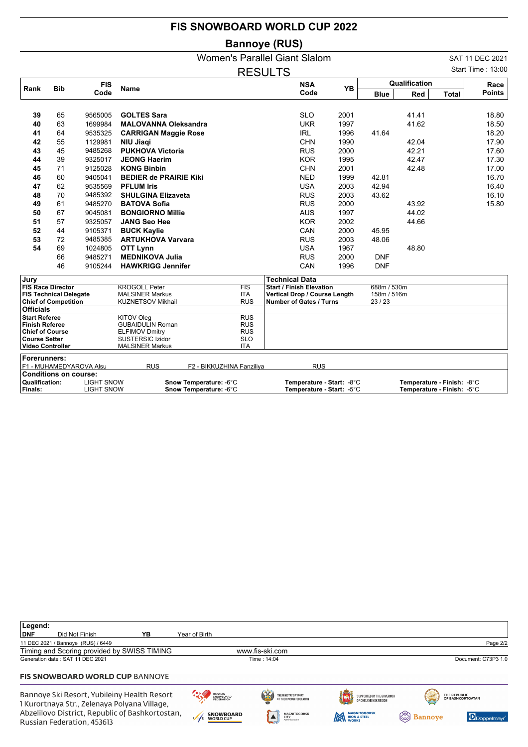# FIS SNOWBOARD WORLD CUP 2022

## Bannoye (RUS)

### Women's Parallel Giant Slalom

SAT 11 DEC 2021

### RESULTS

Start Time : 13:00

| Rank | Bib | FIS Code | Name | NSA Code | YB | Qualification Blue | Qualification Red | Qualification Total | Race Points |
|---|---|---|---|---|---|---|---|---|---|
| 39 | 65 | 9565005 | **GOLTES Sara** | SLO | 2001 | | 41.41 | | 18.80 |
| 40 | 63 | 1699984 | **MALOVANNA Oleksandra** | UKR | 1997 | | 41.62 | | 18.50 |
| 41 | 64 | 9535325 | **CARRIGAN Maggie Rose** | IRL | 1996 | 41.64 | | | 18.20 |
| 42 | 55 | 1129981 | **NIU Jiaqi** | CHN | 1990 | | 42.04 | | 17.90 |
| 43 | 45 | 9485268 | **PUKHOVA Victoria** | RUS | 2000 | | 42.21 | | 17.60 |
| 44 | 39 | 9325017 | **JEONG Haerim** | KOR | 1995 | | 42.47 | | 17.30 |
| 45 | 71 | 9125028 | **KONG Binbin** | CHN | 2001 | | 42.48 | | 17.00 |
| 46 | 60 | 9405041 | **BEDIER de PRAIRIE Kiki** | NED | 1999 | 42.81 | | | 16.70 |
| 47 | 62 | 9535569 | **PFLUM Iris** | USA | 2003 | 42.94 | | | 16.40 |
| 48 | 70 | 9485392 | **SHULGINA Elizaveta** | RUS | 2003 | 43.62 | | | 16.10 |
| 49 | 61 | 9485270 | **BATOVA Sofia** | RUS | 2000 | | 43.92 | | 15.80 |
| 50 | 67 | 9045081 | **BONGIORNO Millie** | AUS | 1997 | | 44.02 | | |
| 51 | 57 | 9325057 | **JANG Seo Hee** | KOR | 2002 | | 44.66 | | |
| 52 | 44 | 9105371 | **BUCK Kaylie** | CAN | 2000 | 45.95 | | | |
| 53 | 72 | 9485385 | **ARTUKHOVA Varvara** | RUS | 2003 | 48.06 | | | |
| 54 | 69 | 1024805 | **OTT Lynn** | USA | 1967 | | 48.80 | | |
| | 66 | 9485271 | **MEDNIKOVA Julia** | RUS | 2000 | DNF | | | |
| | 46 | 9105244 | **HAWKRIGG Jennifer** | CAN | 1996 | DNF | | | |

| Jury | | |
|---|---|---|
| **FIS Race Director** | KROGOLL Peter | FIS |
| **FIS Technical Delegate** | MALSINER Markus | ITA |
| **Chief of Competition** | KUZNETSOV Mikhail | RUS |
| **Officials** | | |
| **Start Referee** | KITOV Oleg | RUS |
| **Finish Referee** | GUBAIDULIN Roman | RUS |
| **Chief of Course** | ELFIMOV Dmitry | RUS |
| **Course Setter** | SUSTERSIC Izidor | SLO |
| **Video Controller** | MALSINER Markus | ITA |

| Technical Data | |
|---|---|
| **Start / Finish Elevation** | 688m / 530m |
| **Vertical Drop / Course Length** | 158m / 516m |
| **Number of Gates / Turns** | 23 / 23 |

**Forerunners:**

F1 - MUHAMEDYAROVA Alsu RUS — F2 - BIKKUZHINA Fanziliya RUS

**Conditions on course:**

| | | | | |
|---|---|---|---|---|
| **Qualification:** | LIGHT SNOW | **Snow Temperature:** -6°C | **Temperature - Start:** -8°C | **Temperature - Finish:** -8°C |
| **Finals:** | LIGHT SNOW | **Snow Temperature:** -6°C | **Temperature - Start:** -5°C | **Temperature - Finish:** -5°C |

**Legend:**

**DNF** Did Not Finish — **YB** Year of Birth

11 DEC 2021 / Bannoye (RUS) / 6449

Timing and Scoring provided by SWISS TIMING — www.fis-ski.com

Generation date : SAT 11 DEC 2021 — Time : 14:04 — Document: C73P3 1.0

**FIS SNOWBOARD WORLD CUP** BANNOYE

Bannoye Ski Resort, Yubileiny Health Resort
1 Kurortnaya Str., Zelenaya Polyana Village,
Abzelilovo District, Republic of Bashkortostan,
Russian Federation, 453613